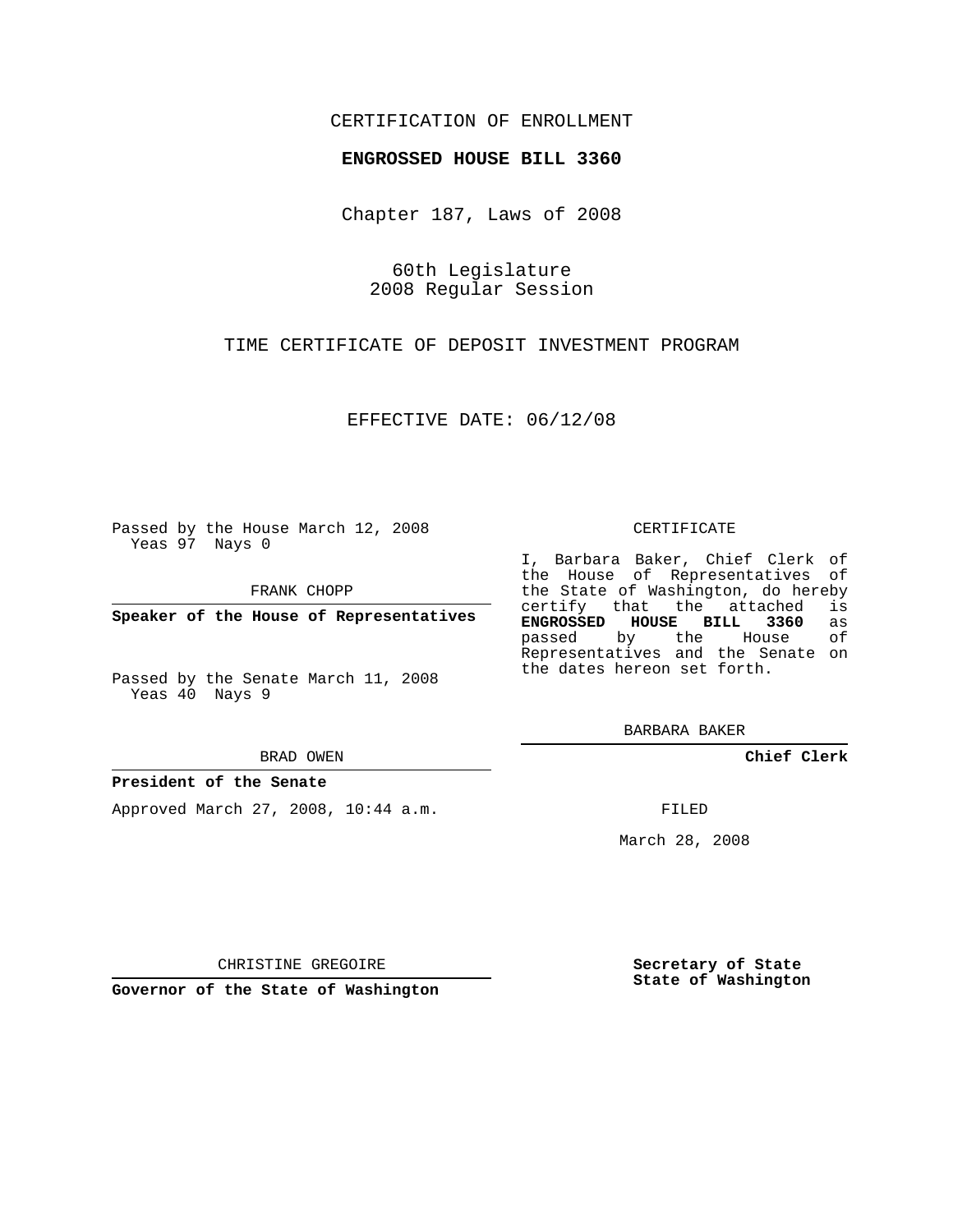CERTIFICATION OF ENROLLMENT

**ENGROSSED HOUSE BILL 3360**

Chapter 187, Laws of 2008

60th Legislature
2008 Regular Session

TIME CERTIFICATE OF DEPOSIT INVESTMENT PROGRAM

EFFECTIVE DATE: 06/12/08

Passed by the House March 12, 2008
Yeas 97 Nays 0

FRANK CHOPP

**Speaker of the House of Representatives**

Passed by the Senate March 11, 2008
Yeas 40 Nays 9

BRAD OWEN

**President of the Senate**

Approved March 27, 2008, 10:44 a.m.

CHRISTINE GREGOIRE

**Governor of the State of Washington**

CERTIFICATE

I, Barbara Baker, Chief Clerk of the House of Representatives of the State of Washington, do hereby certify that the attached is **ENGROSSED HOUSE BILL 3360** as passed by the House of Representatives and the Senate on the dates hereon set forth.

BARBARA BAKER

**Chief Clerk**

FILED

March 28, 2008

**Secretary of State**
**State of Washington**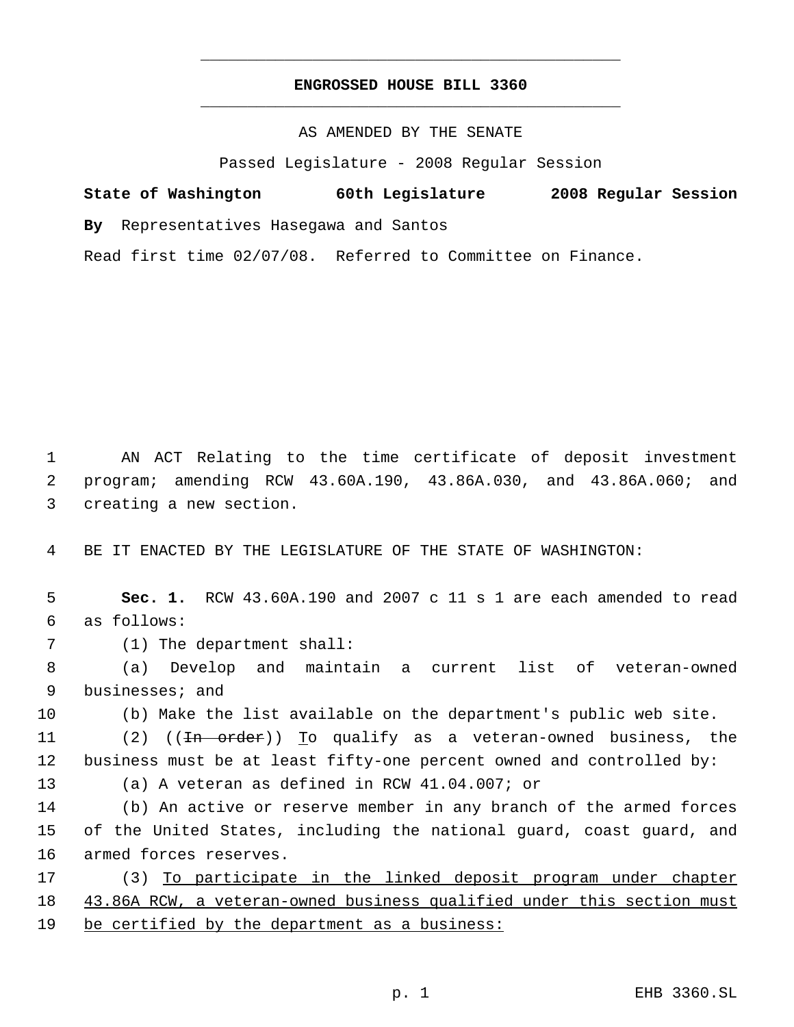# ENGROSSED HOUSE BILL 3360

AS AMENDED BY THE SENATE

Passed Legislature - 2008 Regular Session

**State of Washington 60th Legislature 2008 Regular Session**

**By** Representatives Hasegawa and Santos

Read first time 02/07/08. Referred to Committee on Finance.

AN ACT Relating to the time certificate of deposit investment program; amending RCW 43.60A.190, 43.86A.030, and 43.86A.060; and creating a new section.

BE IT ENACTED BY THE LEGISLATURE OF THE STATE OF WASHINGTON:

**Sec. 1.** RCW 43.60A.190 and 2007 c 11 s 1 are each amended to read as follows:

(1) The department shall:

(a) Develop and maintain a current list of veteran-owned businesses; and

(b) Make the list available on the department's public web site.

(2) ((~~In order~~)) <u>T</u>o qualify as a veteran-owned business, the business must be at least fifty-one percent owned and controlled by:

(a) A veteran as defined in RCW 41.04.007; or

(b) An active or reserve member in any branch of the armed forces of the United States, including the national guard, coast guard, and armed forces reserves.

(3) <u>To participate in the linked deposit program under chapter 43.86A RCW, a veteran-owned business qualified under this section must be certified by the department as a business:</u>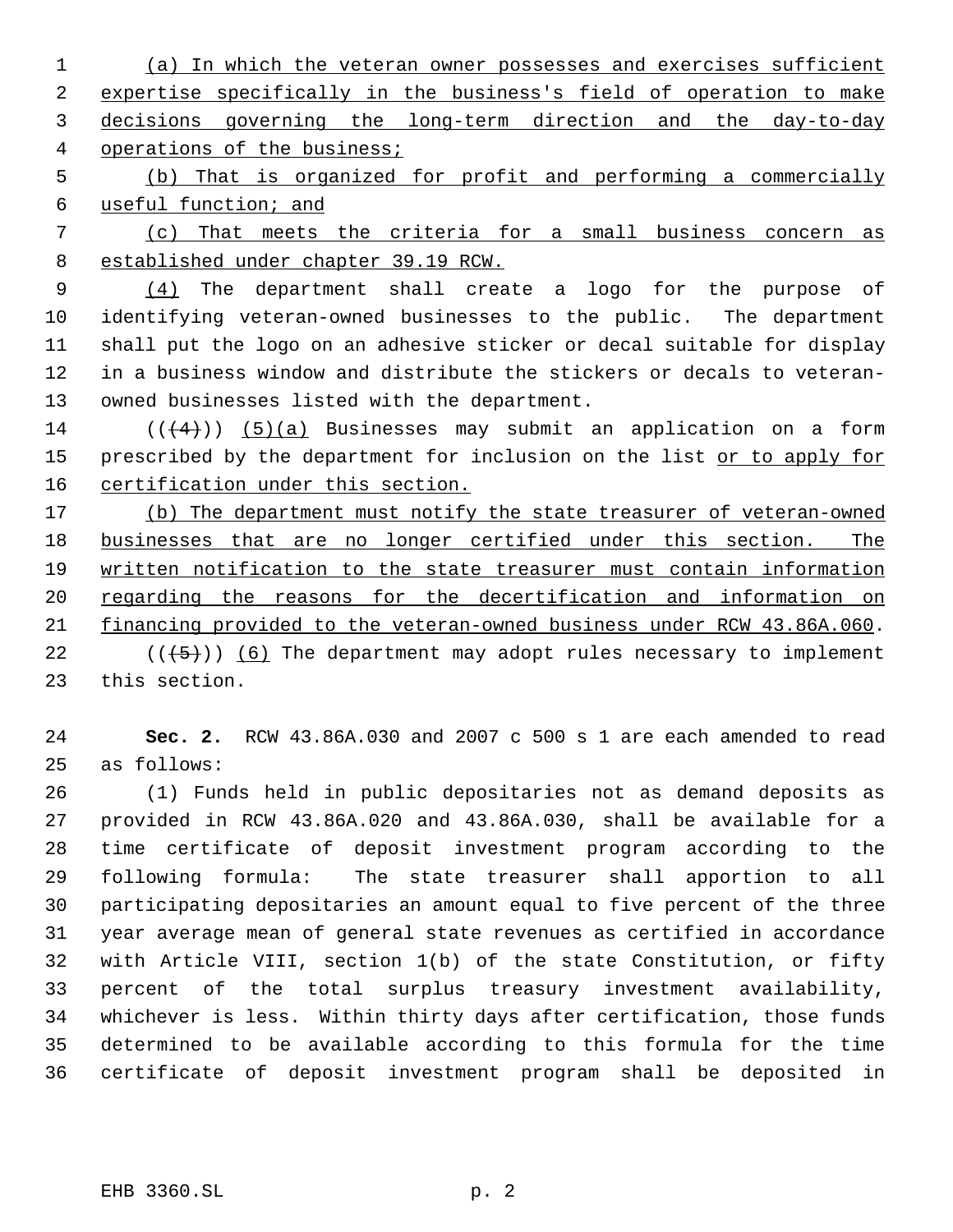(a) In which the veteran owner possesses and exercises sufficient expertise specifically in the business's field of operation to make decisions governing the long-term direction and the day-to-day operations of the business;

(b) That is organized for profit and performing a commercially useful function; and

(c) That meets the criteria for a small business concern as established under chapter 39.19 RCW.

(4) The department shall create a logo for the purpose of identifying veteran-owned businesses to the public. The department shall put the logo on an adhesive sticker or decal suitable for display in a business window and distribute the stickers or decals to veteran-owned businesses listed with the department.

~~((4))~~ (5)(a) Businesses may submit an application on a form prescribed by the department for inclusion on the list or to apply for certification under this section.

(b) The department must notify the state treasurer of veteran-owned businesses that are no longer certified under this section. The written notification to the state treasurer must contain information regarding the reasons for the decertification and information on financing provided to the veteran-owned business under RCW 43.86A.060.

~~((5))~~ (6) The department may adopt rules necessary to implement this section.

**Sec. 2.** RCW 43.86A.030 and 2007 c 500 s 1 are each amended to read as follows:

(1) Funds held in public depositaries not as demand deposits as provided in RCW 43.86A.020 and 43.86A.030, shall be available for a time certificate of deposit investment program according to the following formula: The state treasurer shall apportion to all participating depositaries an amount equal to five percent of the three year average mean of general state revenues as certified in accordance with Article VIII, section 1(b) of the state Constitution, or fifty percent of the total surplus treasury investment availability, whichever is less. Within thirty days after certification, those funds determined to be available according to this formula for the time certificate of deposit investment program shall be deposited in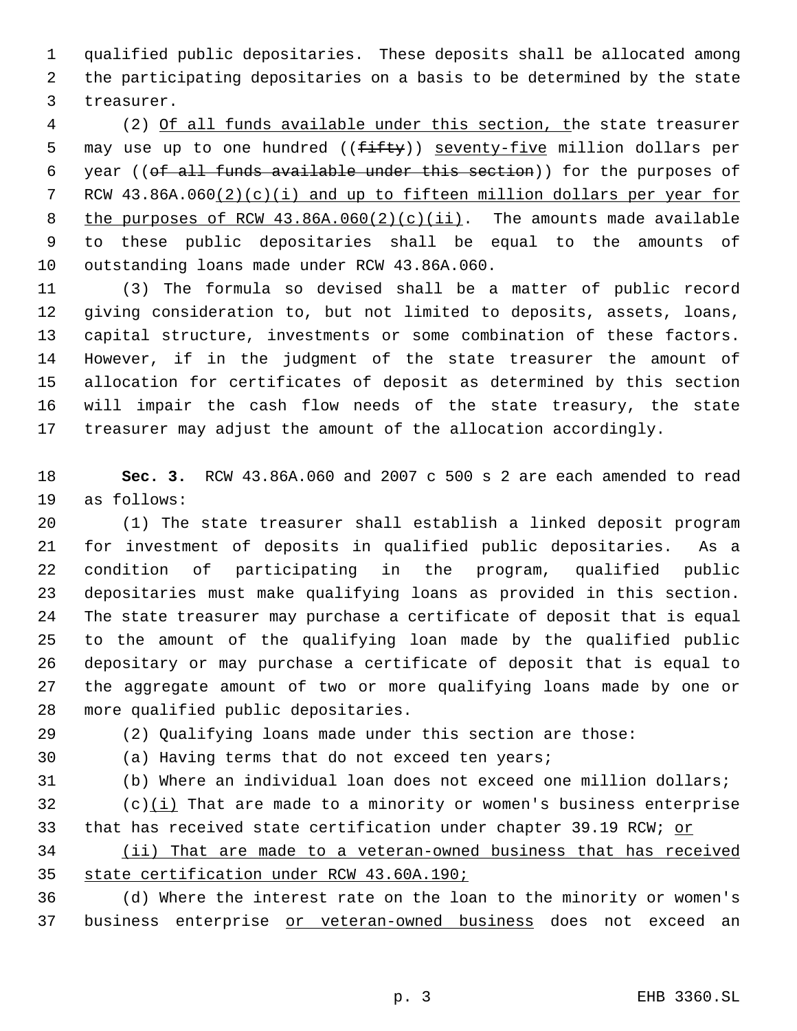qualified public depositaries. These deposits shall be allocated among the participating depositaries on a basis to be determined by the state treasurer.

(2) Of all funds available under this section, the state treasurer may use up to one hundred ((~~fifty~~)) seventy-five million dollars per year ((~~of all funds available under this section~~)) for the purposes of RCW 43.86A.060(2)(c)(i) and up to fifteen million dollars per year for the purposes of RCW 43.86A.060(2)(c)(ii). The amounts made available to these public depositaries shall be equal to the amounts of outstanding loans made under RCW 43.86A.060.

(3) The formula so devised shall be a matter of public record giving consideration to, but not limited to deposits, assets, loans, capital structure, investments or some combination of these factors. However, if in the judgment of the state treasurer the amount of allocation for certificates of deposit as determined by this section will impair the cash flow needs of the state treasury, the state treasurer may adjust the amount of the allocation accordingly.

**Sec. 3.** RCW 43.86A.060 and 2007 c 500 s 2 are each amended to read as follows:

(1) The state treasurer shall establish a linked deposit program for investment of deposits in qualified public depositaries. As a condition of participating in the program, qualified public depositaries must make qualifying loans as provided in this section. The state treasurer may purchase a certificate of deposit that is equal to the amount of the qualifying loan made by the qualified public depositary or may purchase a certificate of deposit that is equal to the aggregate amount of two or more qualifying loans made by one or more qualified public depositaries.

(2) Qualifying loans made under this section are those:

(a) Having terms that do not exceed ten years;

(b) Where an individual loan does not exceed one million dollars;

(c)(i) That are made to a minority or women's business enterprise that has received state certification under chapter 39.19 RCW; or

(ii) That are made to a veteran-owned business that has received state certification under RCW 43.60A.190;

(d) Where the interest rate on the loan to the minority or women's business enterprise or veteran-owned business does not exceed an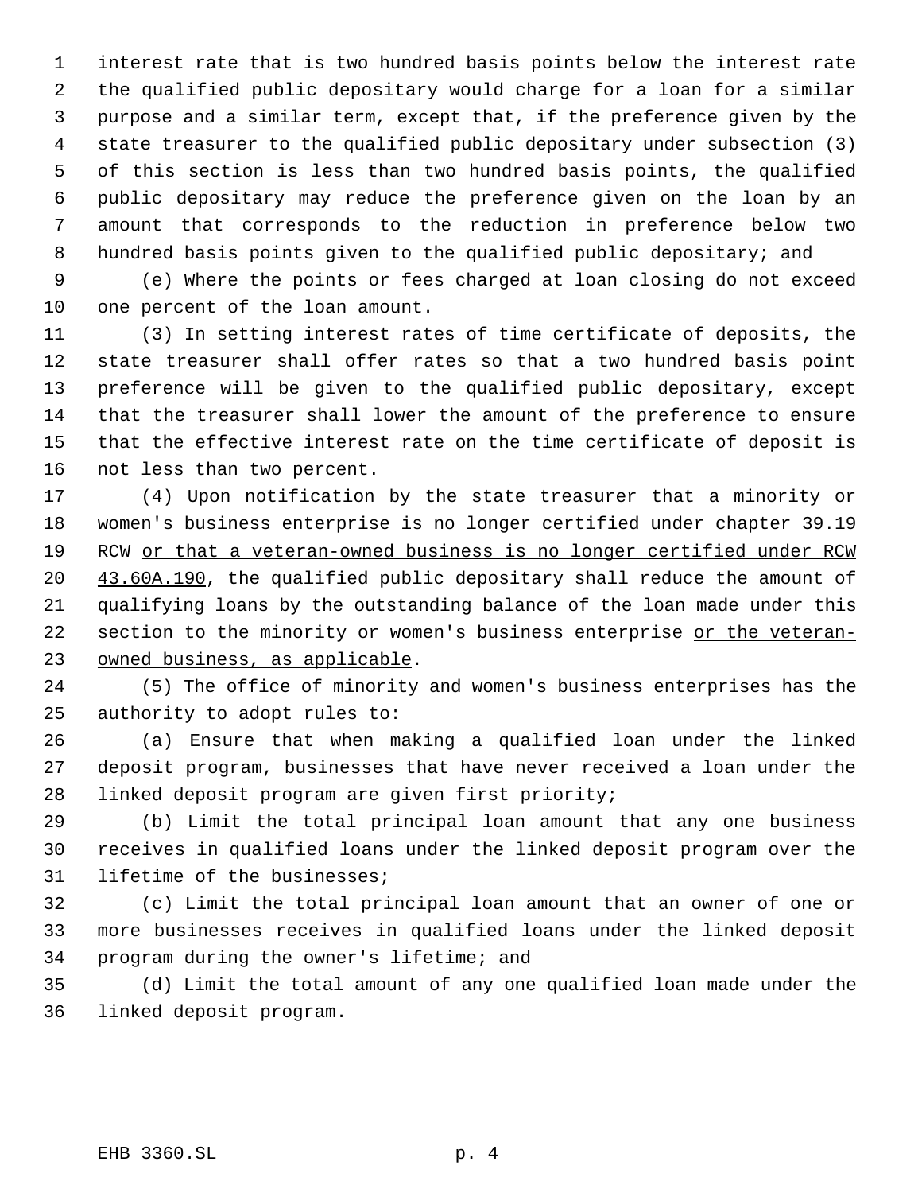interest rate that is two hundred basis points below the interest rate the qualified public depositary would charge for a loan for a similar purpose and a similar term, except that, if the preference given by the state treasurer to the qualified public depositary under subsection (3) of this section is less than two hundred basis points, the qualified public depositary may reduce the preference given on the loan by an amount that corresponds to the reduction in preference below two hundred basis points given to the qualified public depositary; and

(e) Where the points or fees charged at loan closing do not exceed one percent of the loan amount.

(3) In setting interest rates of time certificate of deposits, the state treasurer shall offer rates so that a two hundred basis point preference will be given to the qualified public depositary, except that the treasurer shall lower the amount of the preference to ensure that the effective interest rate on the time certificate of deposit is not less than two percent.

(4) Upon notification by the state treasurer that a minority or women's business enterprise is no longer certified under chapter 39.19 RCW <u>or that a veteran-owned business is no longer certified under RCW 43.60A.190</u>, the qualified public depositary shall reduce the amount of qualifying loans by the outstanding balance of the loan made under this section to the minority or women's business enterprise <u>or the veteran-owned business, as applicable</u>.

(5) The office of minority and women's business enterprises has the authority to adopt rules to:

(a) Ensure that when making a qualified loan under the linked deposit program, businesses that have never received a loan under the linked deposit program are given first priority;

(b) Limit the total principal loan amount that any one business receives in qualified loans under the linked deposit program over the lifetime of the businesses;

(c) Limit the total principal loan amount that an owner of one or more businesses receives in qualified loans under the linked deposit program during the owner's lifetime; and

(d) Limit the total amount of any one qualified loan made under the linked deposit program.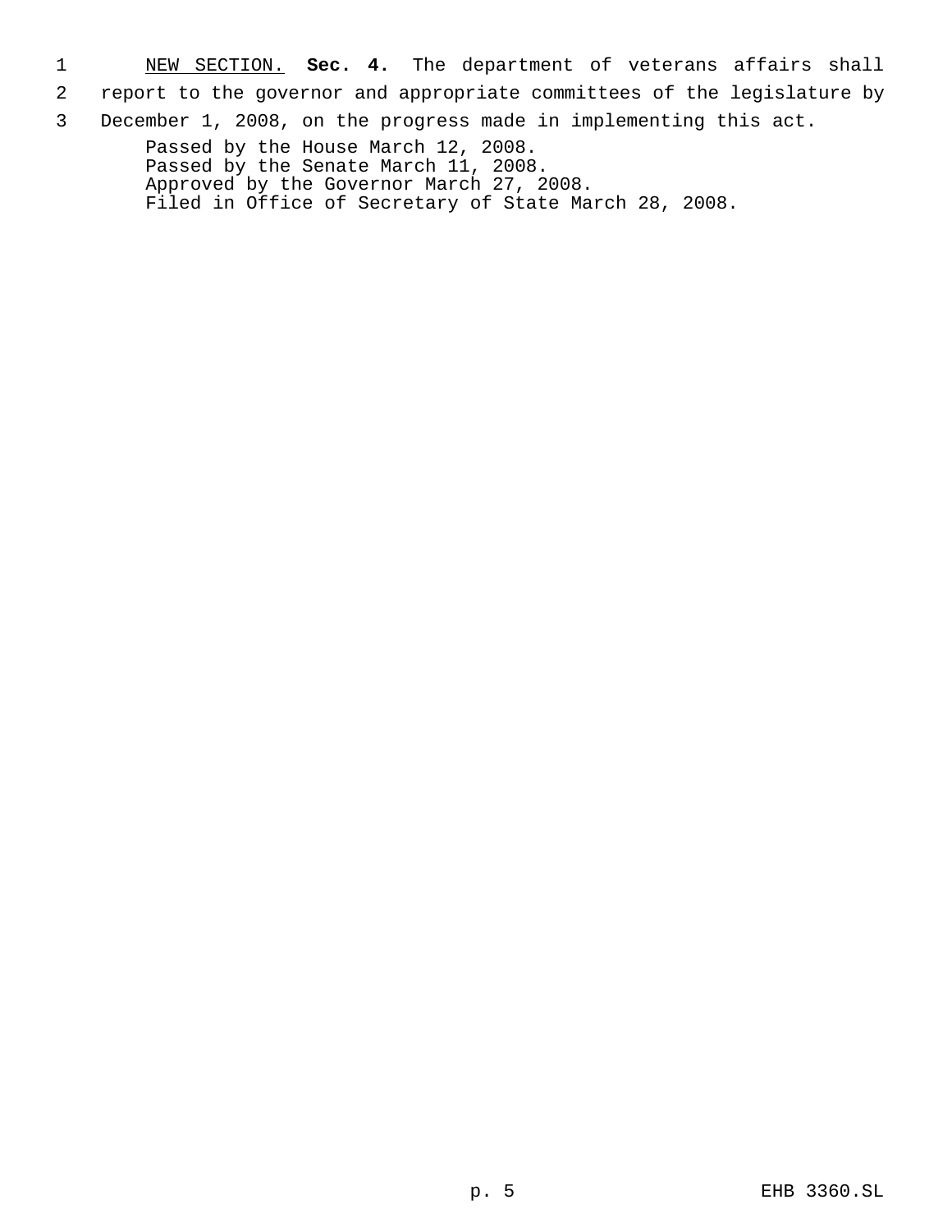NEW SECTION. **Sec. 4.** The department of veterans affairs shall report to the governor and appropriate committees of the legislature by December 1, 2008, on the progress made in implementing this act.

Passed by the House March 12, 2008.
Passed by the Senate March 11, 2008.
Approved by the Governor March 27, 2008.
Filed in Office of Secretary of State March 28, 2008.